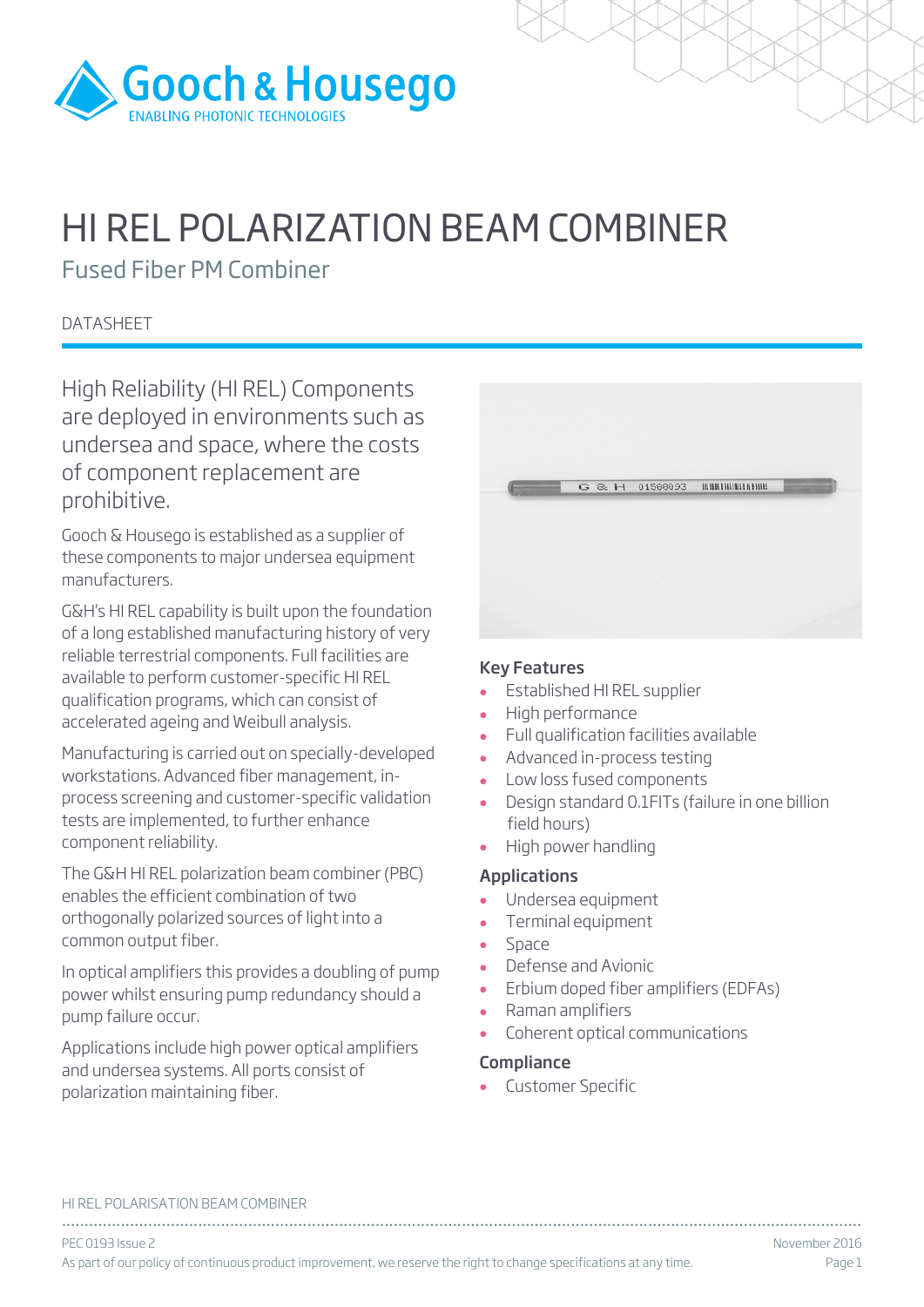# HI REL POLARIZATION BEAM COMBINER

## Fused Fiber PM Combiner

DATASHEET

High Reliability (HI REL) Components are deployed in environments such as undersea and space, where the costs of component replacement are prohibitive.

Gooch & Housego is established as a supplier of these components to major undersea equipment manufacturers.

G&H's HI REL capability is built upon the foundation of a long established manufacturing history of very reliable terrestrial components. Full facilities are available to perform customer-specific HI REL qualification programs, which can consist of accelerated ageing and Weibull analysis.

Manufacturing is carried out on specially-developed workstations. Advanced fiber management, in-process screening and customer-specific validation tests are implemented, to further enhance component reliability.

The G&H HI REL polarization beam combiner (PBC) enables the efficient combination of two orthogonally polarized sources of light into a common output fiber.

In optical amplifiers this provides a doubling of pump power whilst ensuring pump redundancy should a pump failure occur.

Applications include high power optical amplifiers and undersea systems. All ports consist of polarization maintaining fiber.

### Key Features

- Established HI REL supplier
- High performance
- Full qualification facilities available
- Advanced in-process testing
- Low loss fused components
- Design standard 0.1FITs (failure in one billion field hours)
- High power handling

### Applications

- Undersea equipment
- Terminal equipment
- Space
- Defense and Avionic
- Erbium doped fiber amplifiers (EDFAs)
- Raman amplifiers
- Coherent optical communications

### Compliance

- Customer Specific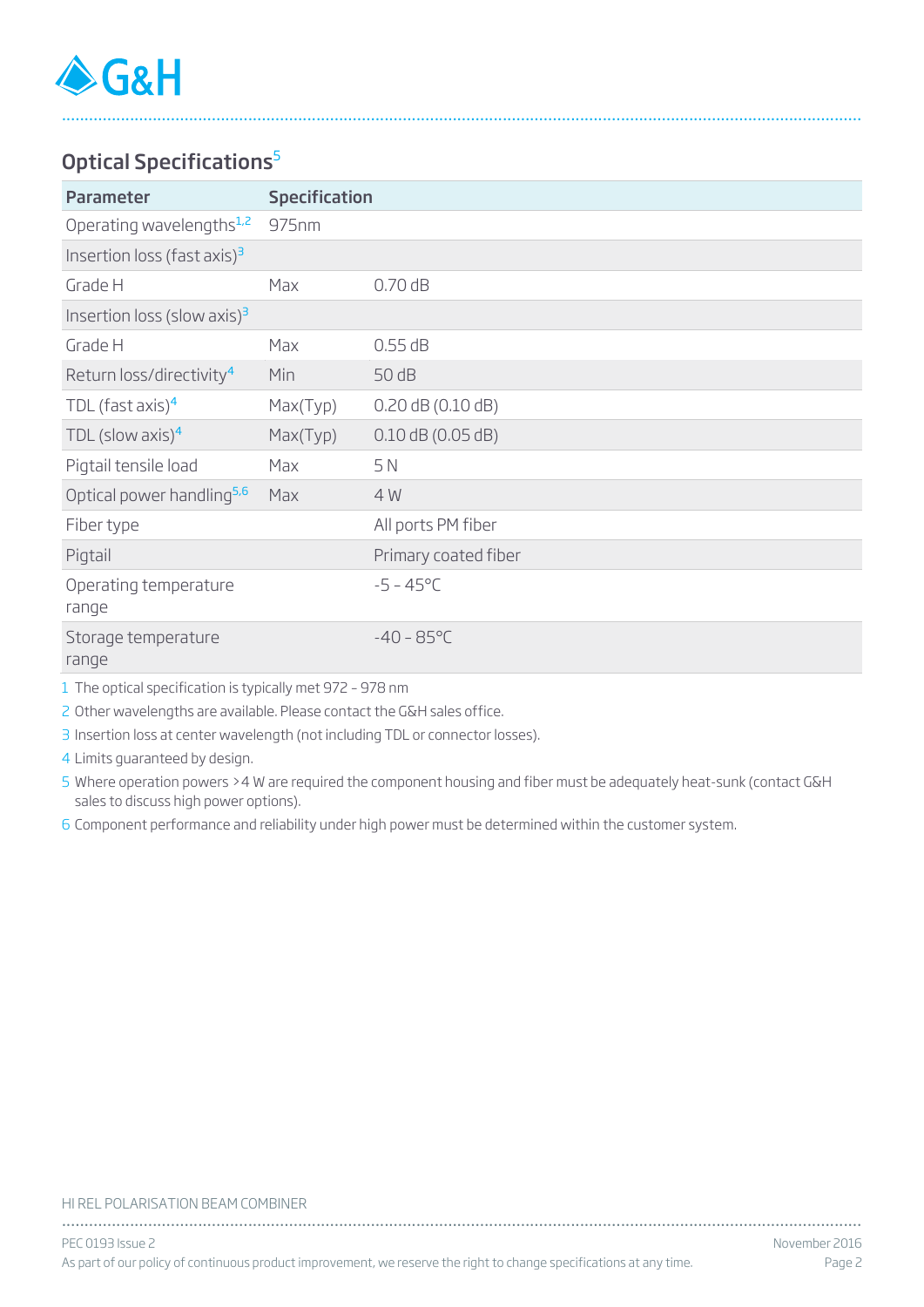## Optical Specifications[5]

| Parameter | Specification | |
|---|---|---|
| Operating wavelengths[1,2] | 975nm | |
| Insertion loss (fast axis)[3] | | |
| Grade H | Max | 0.70 dB |
| Insertion loss (slow axis)[3] | | |
| Grade H | Max | 0.55 dB |
| Return loss/directivity[4] | Min | 50 dB |
| TDL (fast axis)[4] | Max(Typ) | 0.20 dB (0.10 dB) |
| TDL (slow axis)[4] | Max(Typ) | 0.10 dB (0.05 dB) |
| Pigtail tensile load | Max | 5 N |
| Optical power handling[5,6] | Max | 4 W |
| Fiber type | | All ports PM fiber |
| Pigtail | | Primary coated fiber |
| Operating temperature range | | -5 – 45°C |
| Storage temperature range | | -40 – 85°C |

1 The optical specification is typically met 972 – 978 nm

2 Other wavelengths are available. Please contact the G&H sales office.

3 Insertion loss at center wavelength (not including TDL or connector losses).

4 Limits guaranteed by design.

5 Where operation powers >4 W are required the component housing and fiber must be adequately heat-sunk (contact G&H sales to discuss high power options).

6 Component performance and reliability under high power must be determined within the customer system.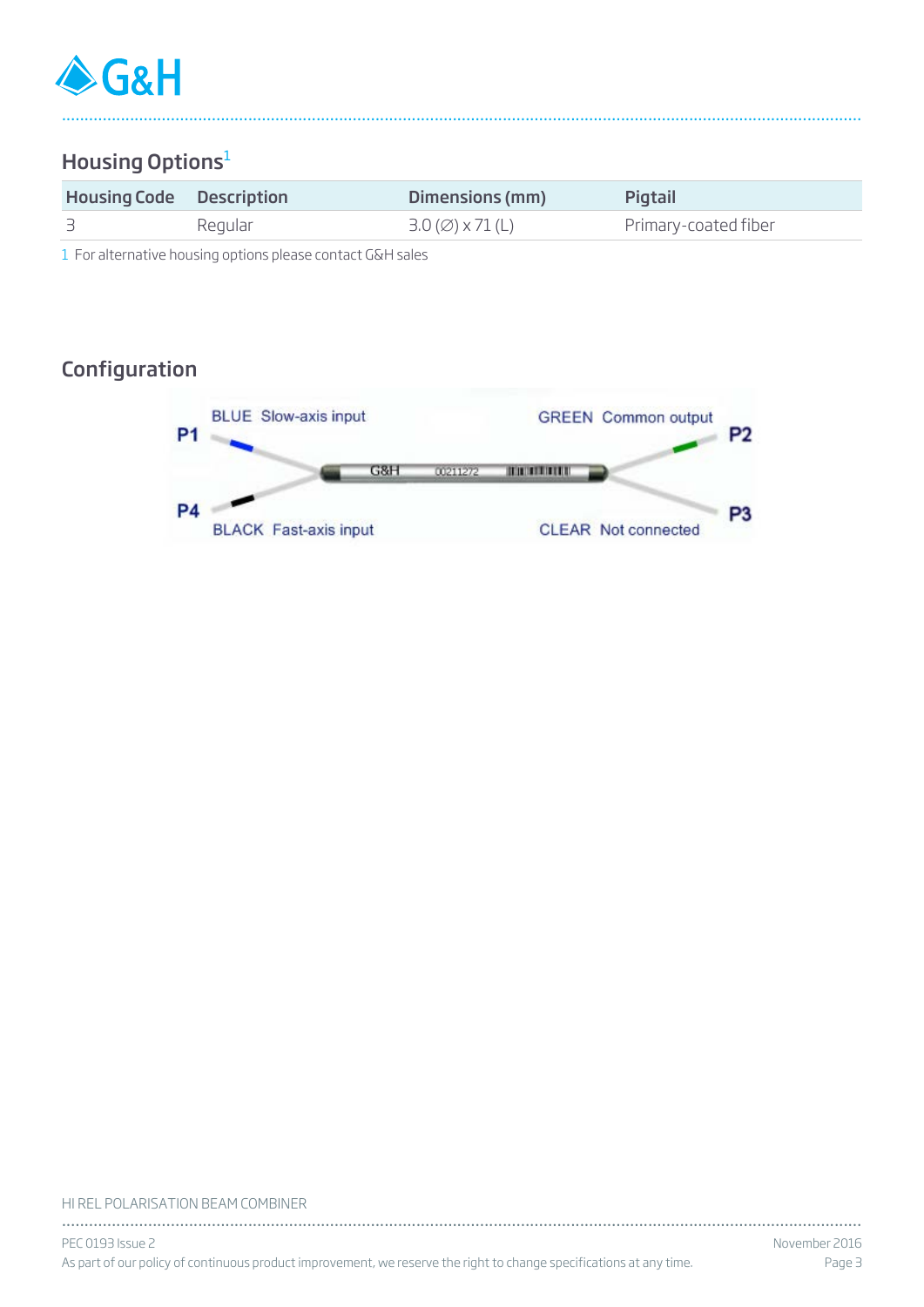## Housing Options[1]

| Housing Code | Description | Dimensions (mm) | Pigtail |
|---|---|---|---|
| 3 | Regular | 3.0 (∅) x 71 (L) | Primary-coated fiber |

1 For alternative housing options please contact G&H sales

## Configuration

P1 BLUE Slow-axis input

P4 BLACK Fast-axis input

P2 GREEN Common output

P3 CLEAR Not connected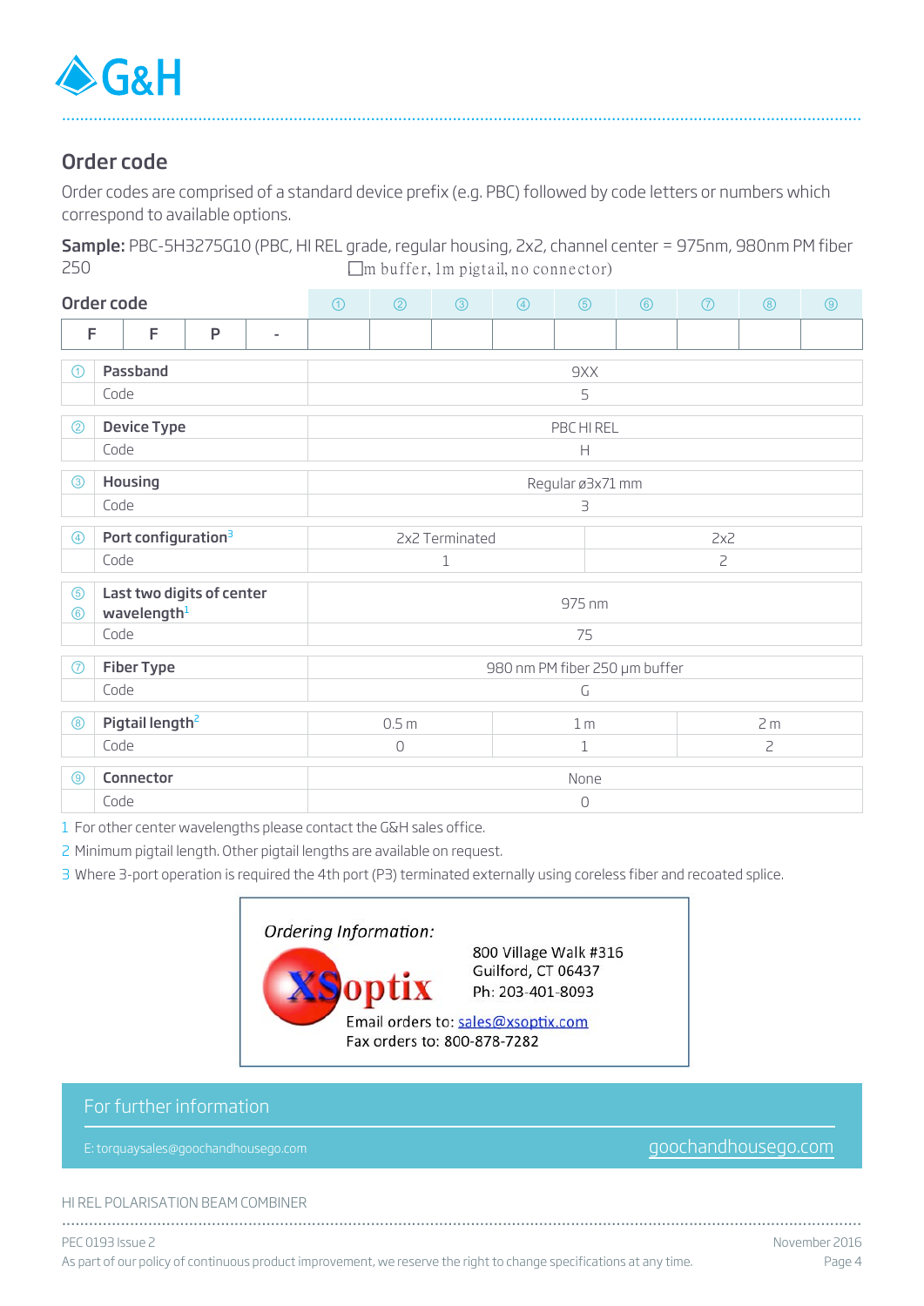## Order code

Order codes are comprised of a standard device prefix (e.g. PBC) followed by code letters or numbers which correspond to available options.

**Sample:** PBC-5H3275G10 (PBC, HI REL grade, regular housing, 2x2, channel center = 975nm, 980nm PM fiber 250 □m buffer, 1m pigtail, no connector)

**Order code**

| | | | | ① | ② | ③ | ④ | ⑤ | ⑥ | ⑦ | ⑧ | ⑨ |
|---|---|---|---|---|---|---|---|---|---|---|---|---|
| F | F | P | - | | | | | | | | | |

| | | | | |
|---|---|---|---|---|
| ① | **Passband** | 9XX | | |
| | Code | 5 | | |
| ② | **Device Type** | PBC HI REL | | |
| | Code | H | | |
| ③ | **Housing** | Regular ø3x71 mm | | |
| | Code | 3 | | |
| ④ | **Port configuration**[3] | 2x2 Terminated | 2x2 | |
| | Code | 1 | 2 | |
| ⑤ ⑥ | **Last two digits of center wavelength**[1] | 975 nm | | |
| | Code | 75 | | |
| ⑦ | **Fiber Type** | 980 nm PM fiber 250 µm buffer | | |
| | Code | G | | |
| ⑧ | **Pigtail length**[2] | 0.5 m | 1 m | 2 m |
| | Code | 0 | 1 | 2 |
| ⑨ | **Connector** | None | | |
| | Code | 0 | | |

1 For other center wavelengths please contact the G&H sales office.

2 Minimum pigtail length. Other pigtail lengths are available on request.

3 Where 3-port operation is required the 4th port (P3) terminated externally using coreless fiber and recoated splice.

*Ordering Information:*

XSoptix

800 Village Walk #316
Guilford, CT 06437
Ph: 203-401-8093

Email orders to: sales@xsoptix.com
Fax orders to: 800-878-7282

For further information

E: torquaysales@goochandhousego.com

goochandhousego.com

HI REL POLARISATION BEAM COMBINER

PEC 0193 Issue 2

November 2016

As part of our policy of continuous product improvement, we reserve the right to change specifications at any time.